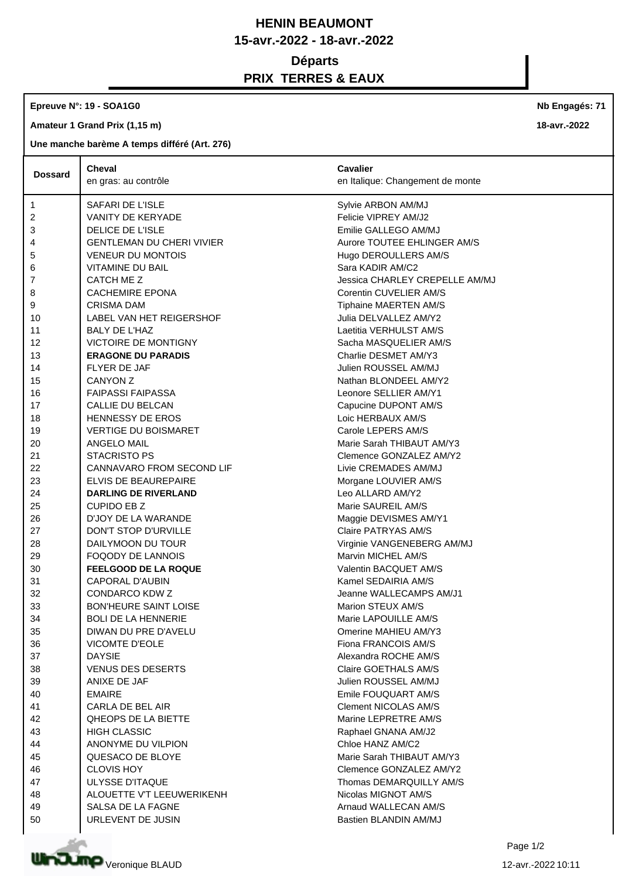# HENIN BEAUMONT

## 15-avr.-2022 - 18-avr.-2022

## Départs

## PRIX TERRES & EAUX

**Epreuve N°: 19 - SOA1G0** **Nb Engagés: 71**

**Amateur 1 Grand Prix (1,15 m)** **18-avr.-2022**

**Une manche barème A temps différé (Art. 276)**

| Dossard | Cheval<br>en gras: au contrôle | Cavalier<br>en Italique: Changement de monte |
|---|---|---|
| 1 | SAFARI DE L'ISLE | Sylvie ARBON AM/MJ |
| 2 | VANITY DE KERYADE | Felicie VIPREY AM/J2 |
| 3 | DELICE DE L'ISLE | Emilie GALLEGO AM/MJ |
| 4 | GENTLEMAN DU CHERI VIVIER | Aurore TOUTEE EHLINGER AM/S |
| 5 | VENEUR DU MONTOIS | Hugo DEROULLERS AM/S |
| 6 | VITAMINE DU BAIL | Sara KADIR AM/C2 |
| 7 | CATCH ME Z | Jessica CHARLEY CREPELLE AM/MJ |
| 8 | CACHEMIRE EPONA | Corentin CUVELIER AM/S |
| 9 | CRISMA DAM | Tiphaine MAERTEN AM/S |
| 10 | LABEL VAN HET REIGERSHOF | Julia DELVALLEZ AM/Y2 |
| 11 | BALY DE L'HAZ | Laetitia VERHULST AM/S |
| 12 | VICTOIRE DE MONTIGNY | Sacha MASQUELIER AM/S |
| 13 | **ERAGONE DU PARADIS** | Charlie DESMET AM/Y3 |
| 14 | FLYER DE JAF | Julien ROUSSEL AM/MJ |
| 15 | CANYON Z | Nathan BLONDEEL AM/Y2 |
| 16 | FAIPASSI FAIPASSA | Leonore SELLIER AM/Y1 |
| 17 | CALLIE DU BELCAN | Capucine DUPONT AM/S |
| 18 | HENNESSY DE EROS | Loic HERBAUX AM/S |
| 19 | VERTIGE DU BOISMARET | Carole LEPERS AM/S |
| 20 | ANGELO MAIL | Marie Sarah THIBAUT AM/Y3 |
| 21 | STACRISTO PS | Clemence GONZALEZ AM/Y2 |
| 22 | CANNAVARO FROM SECOND LIF | Livie CREMADES AM/MJ |
| 23 | ELVIS DE BEAUREPAIRE | Morgane LOUVIER AM/S |
| 24 | **DARLING DE RIVERLAND** | Leo ALLARD AM/Y2 |
| 25 | CUPIDO EB Z | Marie SAUREIL AM/S |
| 26 | D'JOY DE LA WARANDE | Maggie DEVISMES AM/Y1 |
| 27 | DON'T STOP D'URVILLE | Claire PATRYAS AM/S |
| 28 | DAILYMOON DU TOUR | Virginie VANGENEBERG AM/MJ |
| 29 | FOQODY DE LANNOIS | Marvin MICHEL AM/S |
| 30 | **FEELGOOD DE LA ROQUE** | Valentin BACQUET AM/S |
| 31 | CAPORAL D'AUBIN | Kamel SEDAIRIA AM/S |
| 32 | CONDARCO KDW Z | Jeanne WALLECAMPS AM/J1 |
| 33 | BON'HEURE SAINT LOISE | Marion STEUX AM/S |
| 34 | BOLI DE LA HENNERIE | Marie LAPOUILLE AM/S |
| 35 | DIWAN DU PRE D'AVELU | Omerine MAHIEU AM/Y3 |
| 36 | VICOMTE D'EOLE | Fiona FRANCOIS AM/S |
| 37 | DAYSIE | Alexandra ROCHE AM/S |
| 38 | VENUS DES DESERTS | Claire GOETHALS AM/S |
| 39 | ANIXE DE JAF | Julien ROUSSEL AM/MJ |
| 40 | EMAIRE | Emile FOUQUART AM/S |
| 41 | CARLA DE BEL AIR | Clement NICOLAS AM/S |
| 42 | QHEOPS DE LA BIETTE | Marine LEPRETRE AM/S |
| 43 | HIGH CLASSIC | Raphael GNANA AM/J2 |
| 44 | ANONYME DU VILPION | Chloe HANZ AM/C2 |
| 45 | QUESACO DE BLOYE | Marie Sarah THIBAUT AM/Y3 |
| 46 | CLOVIS HOY | Clemence GONZALEZ AM/Y2 |
| 47 | ULYSSE D'ITAQUE | Thomas DEMARQUILLY AM/S |
| 48 | ALOUETTE V'T LEEUWERIKENH | Nicolas MIGNOT AM/S |
| 49 | SALSA DE LA FAGNE | Arnaud WALLECAN AM/S |
| 50 | URLEVENT DE JUSIN | Bastien BLANDIN AM/MJ |

Veronique BLAUD

12-avr.-2022 10:11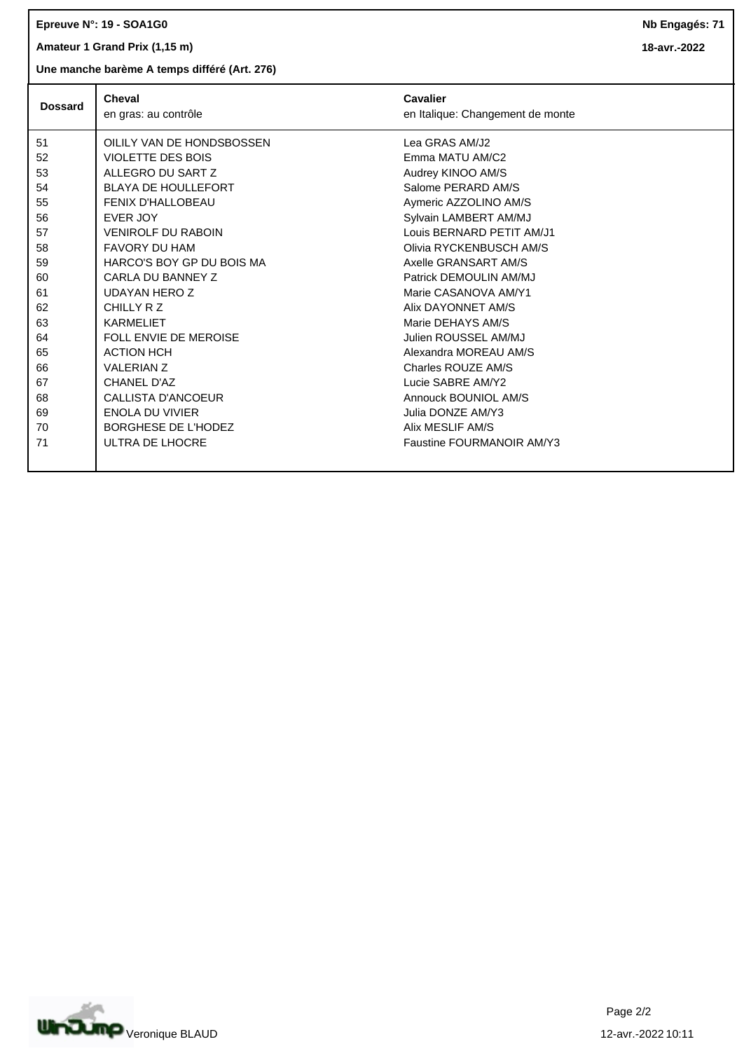**Epreuve N°: 19 - SOA1G0** | **Nb Engagés: 71**

**Amateur 1 Grand Prix (1,15 m)** | **18-avr.-2022**

**Une manche barème A temps différé (Art. 276)**

| Dossard | Cheval<br>en gras: au contrôle | Cavalier<br>en Italique: Changement de monte |
|---|---|---|
| 51 | OILILY VAN DE HONDSBOSSEN | Lea GRAS AM/J2 |
| 52 | VIOLETTE DES BOIS | Emma MATU AM/C2 |
| 53 | ALLEGRO DU SART Z | Audrey KINOO AM/S |
| 54 | BLAYA DE HOULLEFORT | Salome PERARD AM/S |
| 55 | FENIX D'HALLOBEAU | Aymeric AZZOLINO AM/S |
| 56 | EVER JOY | Sylvain LAMBERT AM/MJ |
| 57 | VENIROLF DU RABOIN | Louis BERNARD PETIT AM/J1 |
| 58 | FAVORY DU HAM | Olivia RYCKENBUSCH AM/S |
| 59 | HARCO'S BOY GP DU BOIS MA | Axelle GRANSART AM/S |
| 60 | CARLA DU BANNEY Z | Patrick DEMOULIN AM/MJ |
| 61 | UDAYAN HERO Z | Marie CASANOVA AM/Y1 |
| 62 | CHILLY R Z | Alix DAYONNET AM/S |
| 63 | KARMELIET | Marie DEHAYS AM/S |
| 64 | FOLL ENVIE DE MEROISE | Julien ROUSSEL AM/MJ |
| 65 | ACTION HCH | Alexandra MOREAU AM/S |
| 66 | VALERIAN Z | Charles ROUZE AM/S |
| 67 | CHANEL D'AZ | Lucie SABRE AM/Y2 |
| 68 | CALLISTA D'ANCOEUR | Annouck BOUNIOL AM/S |
| 69 | ENOLA DU VIVIER | Julia DONZE AM/Y3 |
| 70 | BORGHESE DE L'HODEZ | Alix MESLIF AM/S |
| 71 | ULTRA DE LHOCRE | Faustine FOURMANOIR AM/Y3 |

Veronique BLAUD

12-avr.-2022 10:11